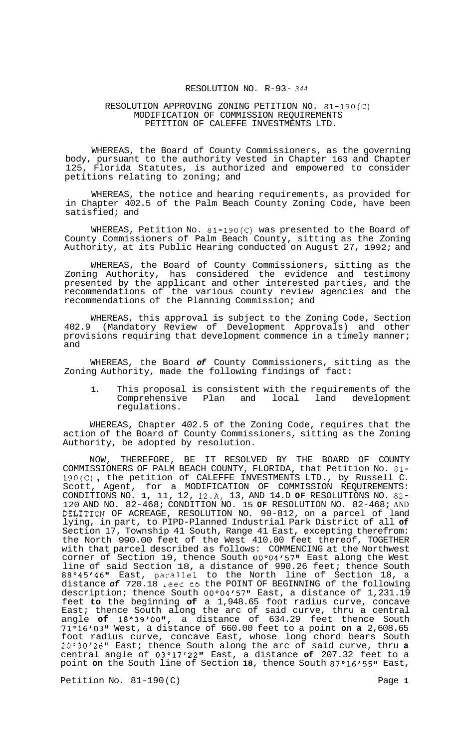# RESOLUTION NO. R-93- 344

## RESOLUTION APPROVING ZONING PETITION NO. 81-190(C) MODIFICATION OF COMMISSION REQUIREMENTS PETITION OF CALEFFE INVESTMENTS LTD.

WHEREAS, the Board of County Commissioners, as the governing body, pursuant to the authority vested in Chapter 163 and Chapter 125, Florida Statutes, is authorized and empowered to consider petitions relating to zoning; and

WHEREAS, the notice and hearing requirements, as provided for in Chapter 402.5 of the Palm Beach County Zoning Code, have been satisfied; and

WHEREAS, Petition No. 81-190(C) was presented to the Board of County Commissioners of Palm Beach County, sitting as the Zoning Authority, at its Public Hearing conducted on August 27, 1992; and

WHEREAS, the Board of County Commissioners, sitting as the Zoning Authority, has considered the evidence and testimony presented by the applicant and other interested parties, and the recommendations of the various county review agencies and the recommendations of the Planning Commission; and

WHEREAS, this approval is subject to the Zoning Code, Section 402.9 (Mandatory Review of Development Approvals) and other provisions requiring that development commence in a timely manner; and

WHEREAS, the Board *of* County Commissioners, sitting as the Zoning Authority, made the following findings of fact:

1. This proposal is consistent with the requirements of the Comprehensive Plan and local land development regulations.

WHEREAS, Chapter 402.5 of the Zoning Code, requires that the action of the Board of County Commissioners, sitting as the Zoning Authority, be adopted by resolution.

NOW, THEREFORE, BE IT RESOLVED BY THE BOARD OF COUNTY COMMISSIONERS OF PALM BEACH COUNTY, FLORIDA, that Petition No. 81-190(C), the petition of CALEFFE INVESTMENTS LTD., by Russell C. Scott, Agent, for a MODIFICATION OF COMMISSION REQUIREMENTS: CONDITIONS NO. 1, 11, 12, 12.A, 13, AND 14.D OF RESOLUTIONS NO. 82-120 AND NO. 82-468; CONDITION NO. 15 OF RESOLUTION NO. 82-468; AND DELETION OF ACREAGE, RESOLUTION NO. 90-812, on a parcel of land lying, in part, to PIPD-Planned Industrial Park District of all of Section 17, Township 41 South, Range 41 East, excepting therefrom: the North 990.00 feet of the West 410.00 feet thereof, TOGETHER with that parcel described as follows: COMMENCING at the Northwest corner of Section 19, thence South 00°04'57" East along the West line of said Section 18, a distance of 990.26 feet; thence South 88°45'46" East, parallel to the North line of Section 18, a distance *of* 720.18 feet to the POINT OF BEGINNING of the following description; thence South 00°04'57" East, a distance of 1,231.19 feet to the beginning of a 1,948.65 foot radius curve, concave East; thence South along the arc of said curve, thru a central angle of 18°39'00", a distance of 634.29 feet thence South 71°16'03" West, a distance of 660.00 feet to a point on a 2,608.65 foot radius curve, concave East, whose long chord bears South 20°30'26" East; thence South along the arc of said curve, thru a central angle of 03°17'22" East, a distance of 207.32 feet to a point on the South line of Section 18, thence South 87°16'55" East,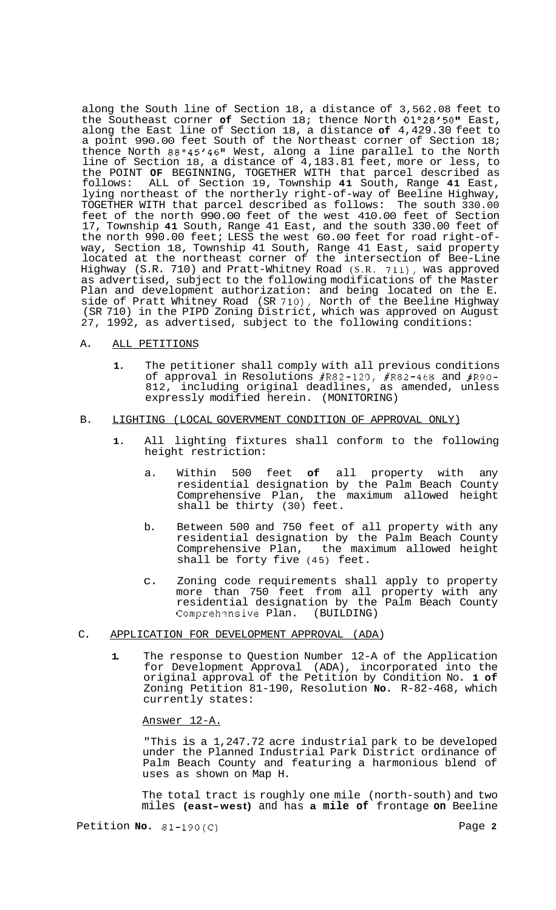along the South line of Section 18, a distance of 3,562.08 feet to the Southeast corner **of** Section 18; thence North 01°28'50" East, along the East line of Section 18, a distance **of** 4,429.30 feet to a point 990.00 feet South of the Northeast corner of Section 18; thence North 88°45'46" West, along a line parallel to the North line of Section 18, a distance of 4,183.81 feet, more or less, to the POINT **OF** BEGINNING, TOGETHER WITH that parcel described as follows: ALL of Section 19, Township **41** South, Range **41** East, lying northeast of the northerly right-of-way of Beeline Highway, TOGETHER WITH that parcel described as follows: The south 330.00 feet of the north 990.00 feet of the west 410.00 feet of Section 17, Township **41** South, Range 41 East, and the south 330.00 feet of the north 990.00 feet; LESS the west 60.00 feet for road right-of-way, Section 18, Township 41 South, Range 41 East, said property located at the northeast corner of the intersection of Bee-Line Highway (S.R. 710) and Pratt-Whitney Road (S.R. 711), was approved as advertised, subject to the following modifications of the Master Plan and development authorization: and being located on the E. side of Pratt Whitney Road (SR 710), North of the Beeline Highway (SR 710) in the PIPD Zoning District, which was approved on August 27, 1992, as advertised, subject to the following conditions:

A. ALL PETITIONS

   **1.** The petitioner shall comply with all previous conditions of approval in Resolutions #R82-120, #R82-468 and #R90-812, including original deadlines, as amended, unless expressly modified herein. (MONITORING)

B. LIGHTING (LOCAL GOVERVMENT CONDITION OF APPROVAL ONLY)

   **1.** All lighting fixtures shall conform to the following height restriction:

      a. Within 500 feet **of** all property with any residential designation by the Palm Beach County Comprehensive Plan, the maximum allowed height shall be thirty (30) feet.

      b. Between 500 and 750 feet of all property with any residential designation by the Palm Beach County Comprehensive Plan, the maximum allowed height shall be forty five (45) feet.

      c. Zoning code requirements shall apply to property more than 750 feet from all property with any residential designation by the Palm Beach County Comprehensive Plan. (BUILDING)

C. APPLICATION FOR DEVELOPMENT APPROVAL (ADA)

   **1.** The response to Question Number 12-A of the Application for Development Approval (ADA), incorporated into the original approval of the Petition by Condition No. **1 of** Zoning Petition 81-190, Resolution **No.** R-82-468, which currently states:

   Answer 12-A.

   "This is a 1,247.72 acre industrial park to be developed under the Planned Industrial Park District ordinance of Palm Beach County and featuring a harmonious blend of uses as shown on Map H.

   The total tract is roughly one mile (north-south) and two miles **(east-west)** and has **a mile of** frontage **on** Beeline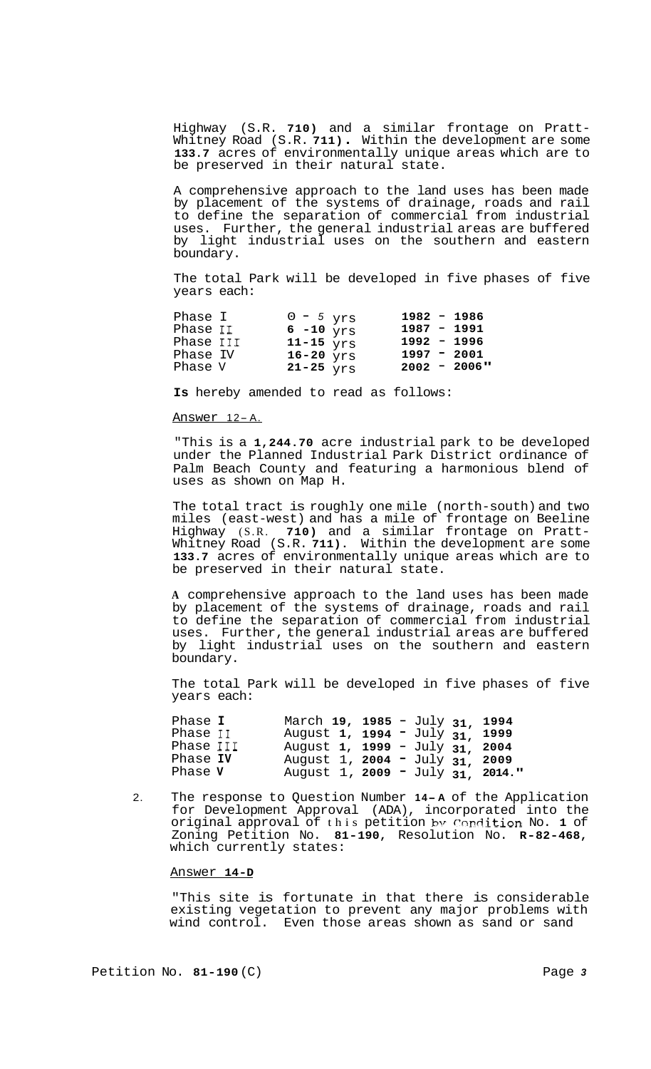Highway (S.R. 710) and a similar frontage on Pratt-Whitney Road (S.R. 711). Within the development are some 133.7 acres of environmentally unique areas which are to be preserved in their natural state.

A comprehensive approach to the land uses has been made by placement of the systems of drainage, roads and rail to define the separation of commercial from industrial uses. Further, the general industrial areas are buffered by light industrial uses on the southern and eastern boundary.

The total Park will be developed in five phases of five years each:

| | | |
|---|---|---|
| Phase I | 0 - 5 yrs | 1982 - 1986 |
| Phase II | 6 -10 yrs | 1987 - 1991 |
| Phase III | 11-15 yrs | 1992 - 1996 |
| Phase IV | 16-20 yrs | 1997 - 2001 |
| Phase V | 21-25 yrs | 2002 - 2006" |

**Is** hereby amended to read as follows:

Answer 12-A.

"This is a 1,244.70 acre industrial park to be developed under the Planned Industrial Park District ordinance of Palm Beach County and featuring a harmonious blend of uses as shown on Map H.

The total tract is roughly one mile (north-south) and two miles (east-west) and has a mile of frontage on Beeline Highway (S.R. 710) and a similar frontage on Pratt-Whitney Road (S.R. 711). Within the development are some 133.7 acres of environmentally unique areas which are to be preserved in their natural state.

A comprehensive approach to the land uses has been made by placement of the systems of drainage, roads and rail to define the separation of commercial from industrial uses. Further, the general industrial areas are buffered by light industrial uses on the southern and eastern boundary.

The total Park will be developed in five phases of five years each:

| | |
|---|---|
| Phase I | March 19, 1985 - July 31, 1994 |
| Phase II | August 1, 1994 - July 31, 1999 |
| Phase III | August 1, 1999 - July 31, 2004 |
| Phase IV | August 1, 2004 - July 31, 2009 |
| Phase V | August 1, 2009 - July 31, 2014." |

2. The response to Question Number 14-A of the Application for Development Approval (ADA), incorporated into the original approval of this petition by Condition No. 1 of Zoning Petition No. 81-190, Resolution No. R-82-468, which currently states:

Answer 14-D

"This site is fortunate in that there is considerable existing vegetation to prevent any major problems with wind control. Even those areas shown as sand or sand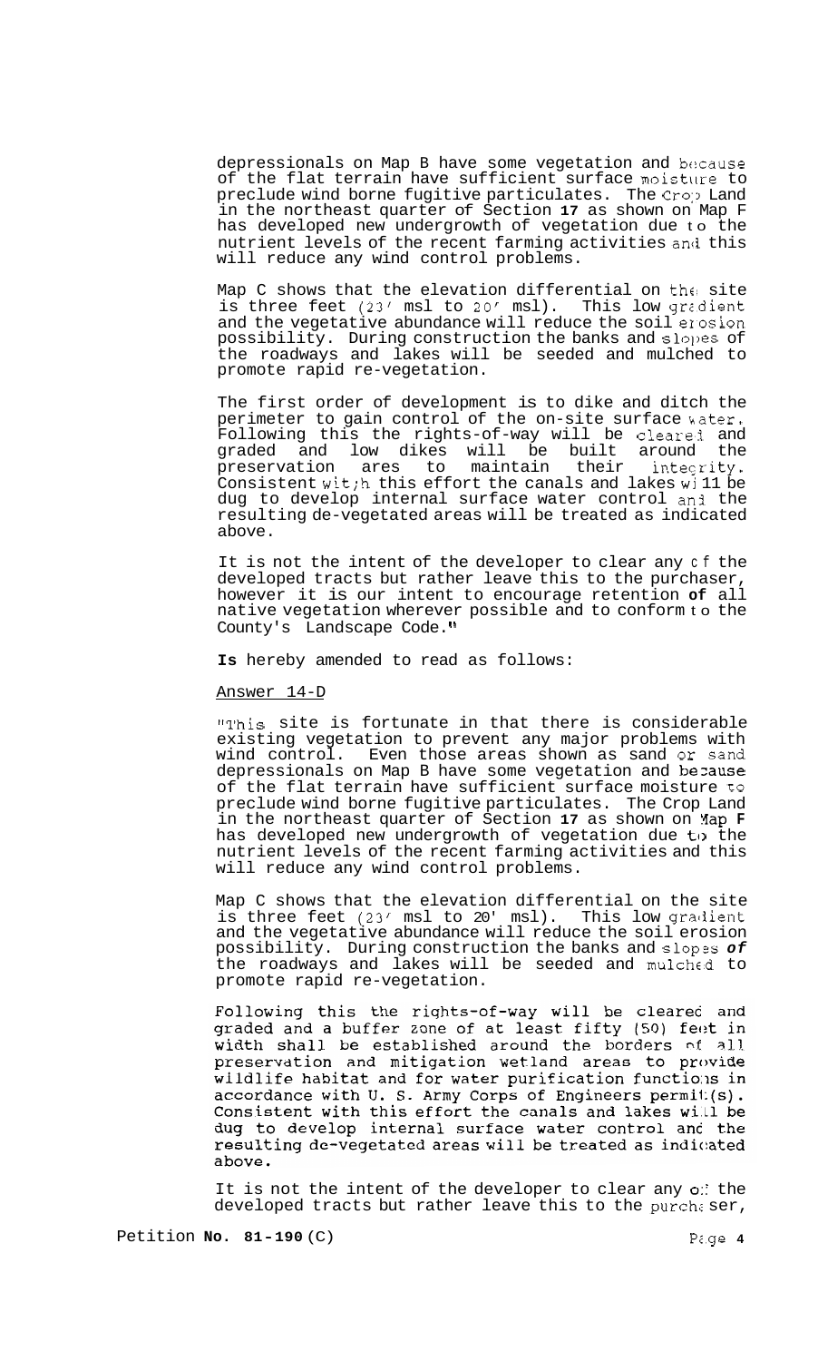depressionals on Map B have some vegetation and because of the flat terrain have sufficient surface moisture to preclude wind borne fugitive particulates. The Crop Land in the northeast quarter of Section **17** as shown on Map F has developed new undergrowth of vegetation due to the nutrient levels of the recent farming activities and this will reduce any wind control problems.

Map C shows that the elevation differential on the site is three feet (23' msl to 20' msl). This low gradient and the vegetative abundance will reduce the soil erosion possibility. During construction the banks and slopes of the roadways and lakes will be seeded and mulched to promote rapid re-vegetation.

The first order of development is to dike and ditch the perimeter to gain control of the on-site surface water. Following this the rights-of-way will be cleared and graded and low dikes will be built around the preservation ares to maintain their integrity. Consistent with this effort the canals and lakes will be dug to develop internal surface water control and the resulting de-vegetated areas will be treated as indicated above.

It is not the intent of the developer to clear any of the developed tracts but rather leave this to the purchaser, however it is our intent to encourage retention **of** all native vegetation wherever possible and to conform to the County's Landscape Code."

**Is** hereby amended to read as follows:

Answer 14-D

"This site is fortunate in that there is considerable existing vegetation to prevent any major problems with wind control. Even those areas shown as sand or sand depressionals on Map B have some vegetation and because of the flat terrain have sufficient surface moisture to preclude wind borne fugitive particulates. The Crop Land in the northeast quarter of Section **17** as shown on Map **F** has developed new undergrowth of vegetation due to the nutrient levels of the recent farming activities and this will reduce any wind control problems.

Map C shows that the elevation differential on the site is three feet (23' msl to 20' msl). This low gradient and the vegetative abundance will reduce the soil erosion possibility. During construction the banks and slopes ***of*** the roadways and lakes will be seeded and mulched to promote rapid re-vegetation.

Following this the rights-of-way will be cleared and graded and a buffer zone of at least fifty (50) feet in width shall be established around the borders of all preservation and mitigation wetland areas to provide wildlife habitat and for water purification functions in accordance with U. S. Army Corps of Engineers permit(s). Consistent with this effort the canals and lakes will be dug to develop internal surface water control and the resulting de-vegetated areas will be treated as indicated above.

It is not the intent of the developer to clear any of the developed tracts but rather leave this to the purchaser,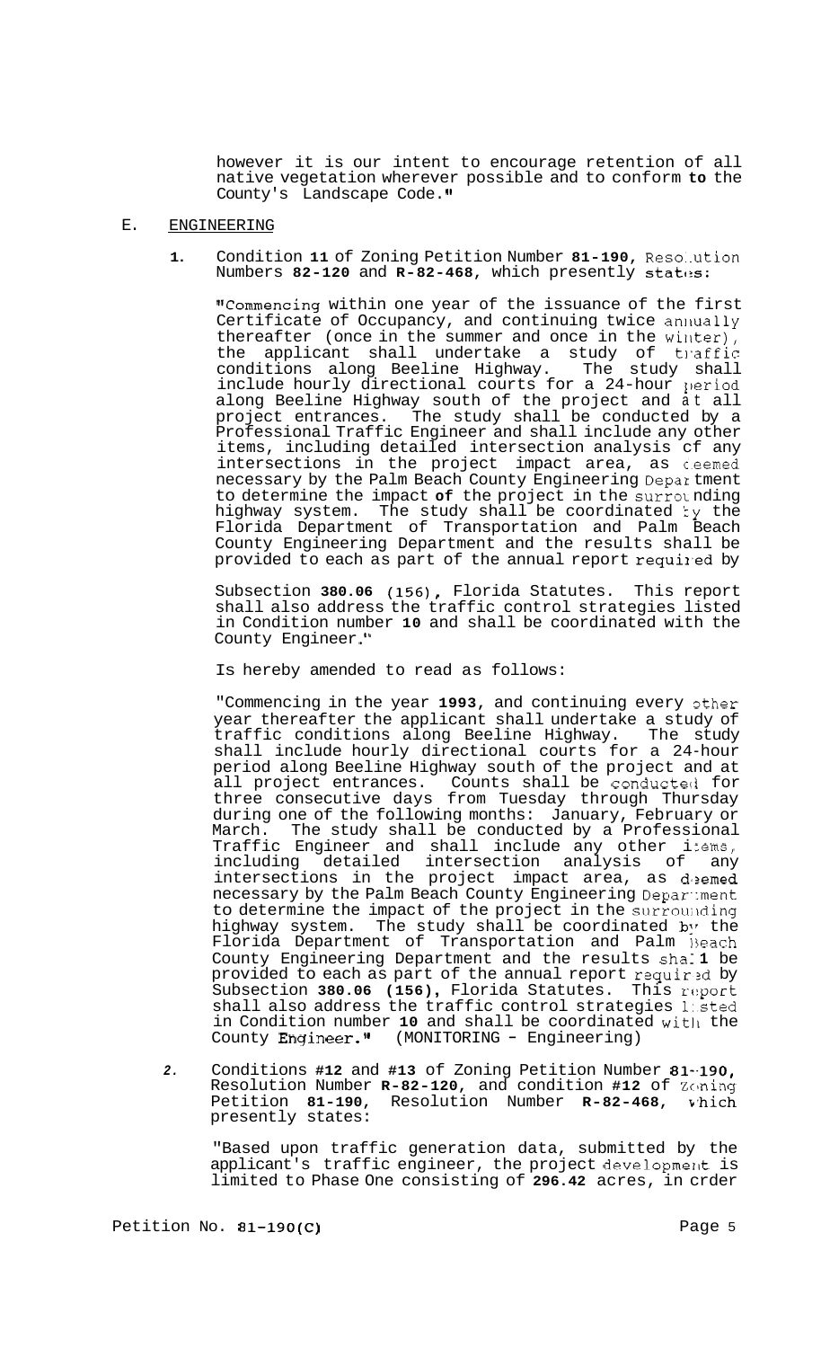however it is our intent to encourage retention of all native vegetation wherever possible and to conform **to** the County's Landscape Code."

E. ENGINEERING

**1.** Condition **11** of Zoning Petition Number **81-190,** Resolution Numbers **82-120** and **R-82-468,** which presently states:

"Commencing within one year of the issuance of the first Certificate of Occupancy, and continuing twice annually thereafter (once in the summer and once in the winter), the applicant shall undertake a study of traffic conditions along Beeline Highway. The study shall include hourly directional courts for a 24-hour period along Beeline Highway south of the project and at all project entrances. The study shall be conducted by a Professional Traffic Engineer and shall include any other items, including detailed intersection analysis of any intersections in the project impact area, as deemed necessary by the Palm Beach County Engineering Department to determine the impact **of** the project in the surrounding highway system. The study shall be coordinated by the Florida Department of Transportation and Palm Beach County Engineering Department and the results shall be provided to each as part of the annual report required by

Subsection **380.06** (156), Florida Statutes. This report shall also address the traffic control strategies listed in Condition number **10** and shall be coordinated with the County Engineer."

Is hereby amended to read as follows:

"Commencing in the year **1993,** and continuing every other year thereafter the applicant shall undertake a study of traffic conditions along Beeline Highway. The study shall include hourly directional courts for a 24-hour period along Beeline Highway south of the project and at all project entrances. Counts shall be conducted for three consecutive days from Tuesday through Thursday during one of the following months: January, February or March. The study shall be conducted by a Professional Traffic Engineer and shall include any other items, including detailed intersection analysis of any intersections in the project impact area, as deemed necessary by the Palm Beach County Engineering Department to determine the impact of the project in the surrounding highway system. The study shall be coordinated by the Florida Department of Transportation and Palm Beach County Engineering Department and the results shall be provided to each as part of the annual report required by Subsection **380.06 (156),** Florida Statutes. This report shall also address the traffic control strategies listed in Condition number **10** and shall be coordinated with the County Engineer." (MONITORING - Engineering)

*2.* Conditions **#12** and **#13** of Zoning Petition Number **81-190,** Resolution Number **R-82-120,** and condition **#12** of Zoning Petition **81-190,** Resolution Number **R-82-468,** which presently states:

"Based upon traffic generation data, submitted by the applicant's traffic engineer, the project development is limited to Phase One consisting of **296.42** acres, in order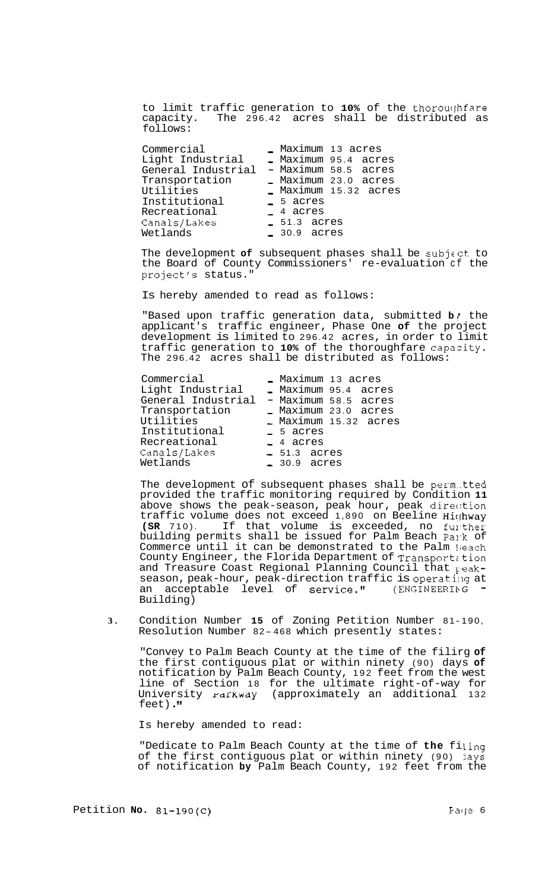to limit traffic generation to **10%** of the thoroughfare capacity. The 296.42 acres shall be distributed as follows:

| | |
|---|---|
| Commercial | - Maximum 13 acres |
| Light Industrial | - Maximum 95.4 acres |
| General Industrial | - Maximum 58.5 acres |
| Transportation | - Maximum 23.0 acres |
| Utilities | - Maximum 15.32 acres |
| Institutional | - 5 acres |
| Recreational | - 4 acres |
| Canals/Lakes | - 51.3 acres |
| Wetlands | - 30.9 acres |

The development **of** subsequent phases shall be subject to the Board of County Commissioners' re-evaluation of the project's status."

Is hereby amended to read as follows:

"Based upon traffic generation data, submitted **by** the applicant's traffic engineer, Phase One **of** the project development is limited to 296.42 acres, in order to limit traffic generation to **10%** of the thoroughfare capacity. The 296.42 acres shall be distributed as follows:

| | |
|---|---|
| Commercial | - Maximum 13 acres |
| Light Industrial | - Maximum 95.4 acres |
| General Industrial | - Maximum 58.5 acres |
| Transportation | - Maximum 23.0 acres |
| Utilities | - Maximum 15.32 acres |
| Institutional | - 5 acres |
| Recreational | - 4 acres |
| Canals/Lakes | - 51.3 acres |
| Wetlands | - 30.9 acres |

The development of subsequent phases shall be permitted provided the traffic monitoring required by Condition **11** above shows the peak-season, peak hour, peak direction traffic volume does not exceed 1,890 on Beeline Highway **(SR** 710). If that volume is exceeded, no further building permits shall be issued for Palm Beach Park of Commerce until it can be demonstrated to the Palm Beach County Engineer, the Florida Department of Transportation and Treasure Coast Regional Planning Council that peak-season, peak-hour, peak-direction traffic is operating at an acceptable level of service." (ENGINEERING - Building)

**3.** Condition Number **15** of Zoning Petition Number 81-190, Resolution Number 82-468 which presently states:

"Convey to Palm Beach County at the time of the filing **of** the first contiguous plat or within ninety (90) days **of** notification by Palm Beach County, 192 feet from the west line of Section 18 for the ultimate right-of-way for University Parkway (approximately an additional 132 feet)."

Is hereby amended to read:

"Dedicate to Palm Beach County at the time of **the** filing of the first contiguous plat or within ninety (90) days of notification **by** Palm Beach County, 192 feet from the

Petition **No.** 81-190(C)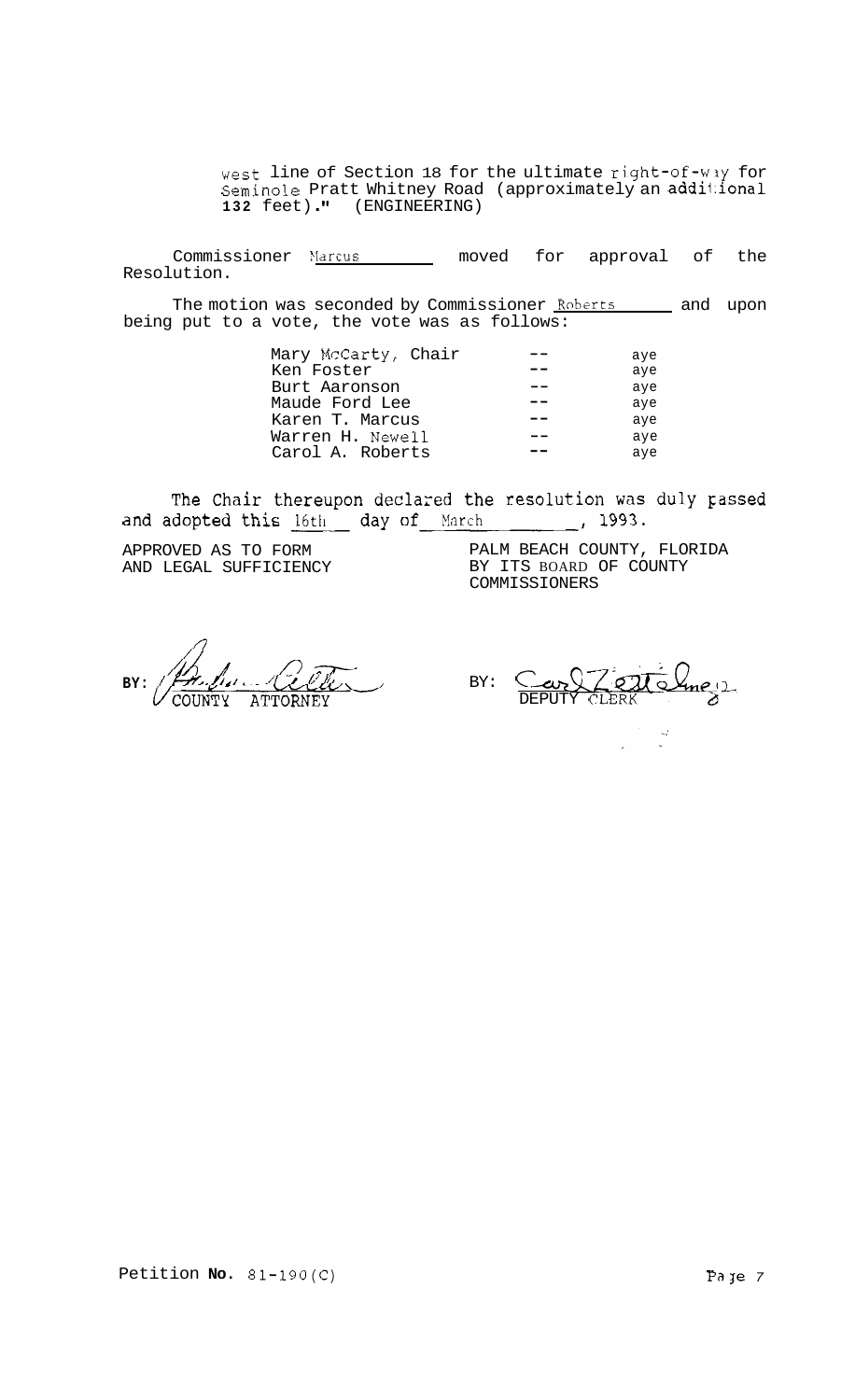west line of Section 18 for the ultimate right-of-way for Seminole Pratt Whitney Road (approximately an additional 132 feet)." (ENGINEERING)

Commissioner Marcus moved for approval of the Resolution.

The motion was seconded by Commissioner Roberts and upon being put to a vote, the vote was as follows:

| | | |
|---|---|---|
| Mary McCarty, Chair | -- | aye |
| Ken Foster | -- | aye |
| Burt Aaronson | -- | aye |
| Maude Ford Lee | -- | aye |
| Karen T. Marcus | -- | aye |
| Warren H. Newell | -- | aye |
| Carol A. Roberts | -- | aye |

The Chair thereupon declared the resolution was duly passed and adopted this 16th day of March, 1993.

APPROVED AS TO FORM
AND LEGAL SUFFICIENCY

BY: COUNTY ATTORNEY

PALM BEACH COUNTY, FLORIDA
BY ITS BOARD OF COUNTY
COMMISSIONERS

BY: DEPUTY CLERK

Petition No. 81-190(C)